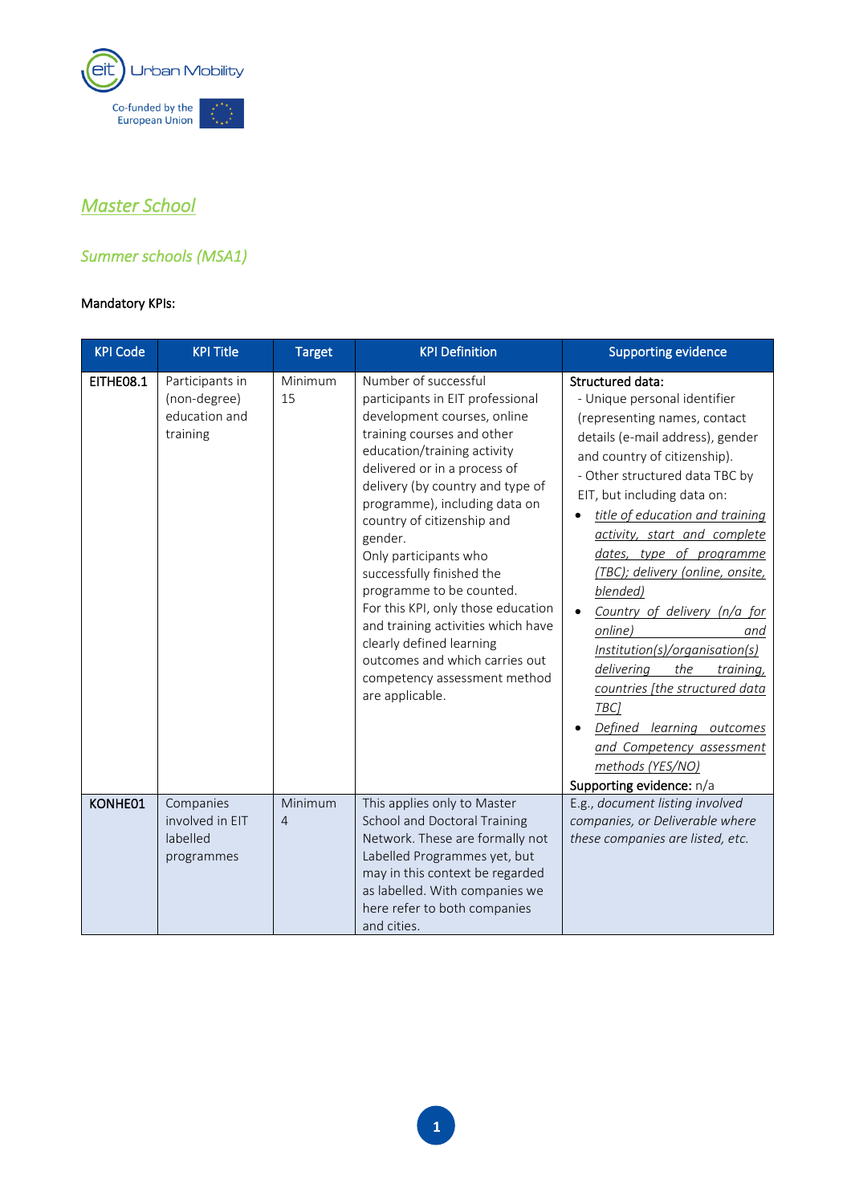## *Master School*

### *Summer schools (MSA1)*

Mandatory KPIs:

| KPI Code | KPI Title | Target | KPI Definition | Supporting evidence |
|---|---|---|---|---|
| **EITHE08.1** | Participants in (non-degree) education and training | Minimum 15 | Number of successful participants in EIT professional development courses, online training courses and other education/training activity delivered or in a process of delivery (by country and type of programme), including data on country of citizenship and gender.<br>Only participants who successfully finished the programme to be counted.<br>For this KPI, only those education and training activities which have clearly defined learning outcomes and which carries out competency assessment method are applicable. | **Structured data:**<br>- Unique personal identifier (representing names, contact details (e-mail address), gender and country of citizenship).<br>- Other structured data TBC by EIT, but including data on:<br>• *title of education and training activity, start and complete dates, type of programme (TBC); delivery (online, onsite, blended)*<br>• *Country of delivery (n/a for online) and Institution(s)/organisation(s) delivering the training, countries [the structured data TBC]*<br>• *Defined learning outcomes and Competency assessment methods (YES/NO)*<br>**Supporting evidence:** n/a |
| **KONHE01** | Companies involved in EIT labelled programmes | Minimum 4 | This applies only to Master School and Doctoral Training Network. These are formally not Labelled Programmes yet, but may in this context be regarded as labelled. With companies we here refer to both companies and cities. | E.g., *document listing involved companies, or Deliverable where these companies are listed, etc.* |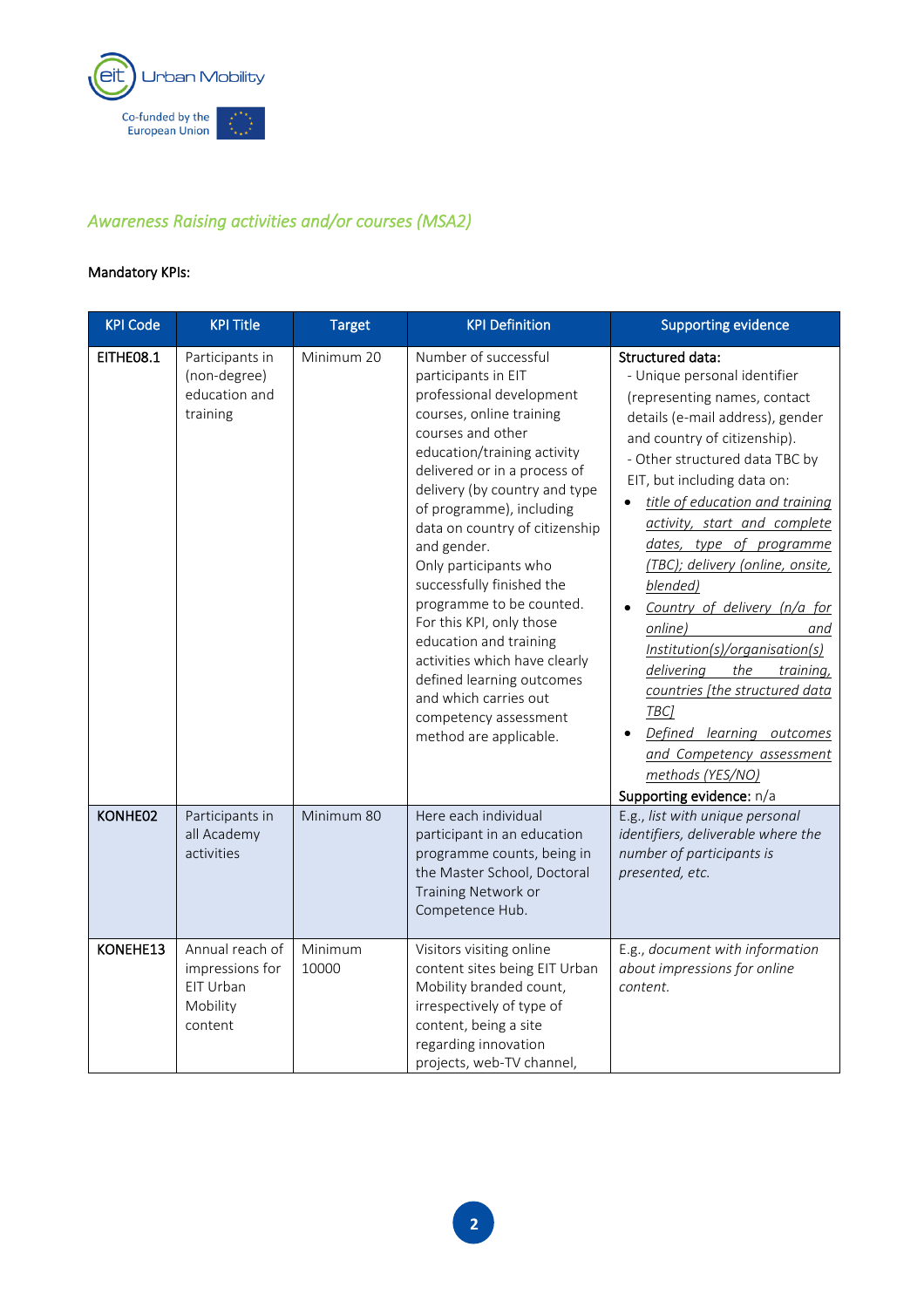## *Awareness Raising activities and/or courses (MSA2)*

Mandatory KPIs:

| KPI Code | KPI Title | Target | KPI Definition | Supporting evidence |
|---|---|---|---|---|
| **EITHE08.1** | Participants in (non-degree) education and training | Minimum 20 | Number of successful participants in EIT professional development courses, online training courses and other education/training activity delivered or in a process of delivery (by country and type of programme), including data on country of citizenship and gender.<br>Only participants who successfully finished the programme to be counted.<br>For this KPI, only those education and training activities which have clearly defined learning outcomes and which carries out competency assessment method are applicable. | **Structured data:**<br>- Unique personal identifier (representing names, contact details (e-mail address), gender and country of citizenship).<br>- Other structured data TBC by EIT, but including data on:<br>• *title of education and training activity, start and complete dates, type of programme (TBC); delivery (online, onsite, blended)*<br>• *Country of delivery (n/a for online) and Institution(s)/organisation(s) delivering the training, countries [the structured data TBC]*<br>• *Defined learning outcomes and Competency assessment methods (YES/NO)*<br>**Supporting evidence:** n/a |
| **KONHE02** | Participants in all Academy activities | Minimum 80 | Here each individual participant in an education programme counts, being in the Master School, Doctoral Training Network or Competence Hub. | E.g., *list with unique personal identifiers, deliverable where the number of participants is presented, etc.* |
| **KONEHE13** | Annual reach of impressions for EIT Urban Mobility content | Minimum 10000 | Visitors visiting online content sites being EIT Urban Mobility branded count, irrespectively of type of content, being a site regarding innovation projects, web-TV channel, | E.g., *document with information about impressions for online content.* |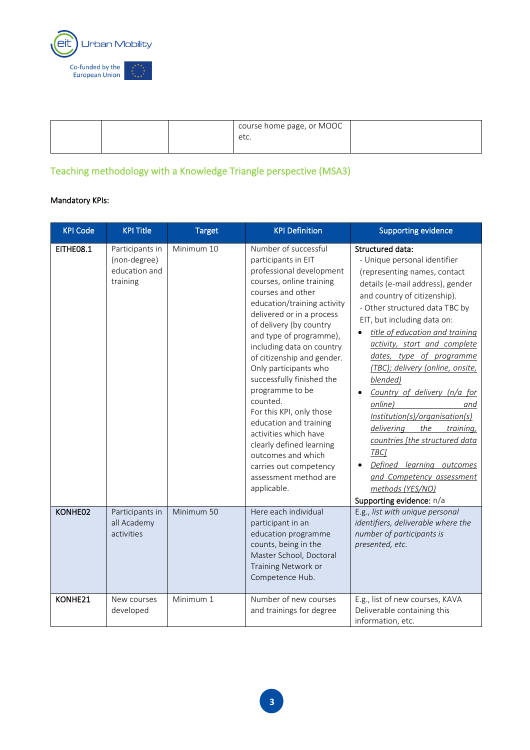| | | | course home page, or MOOC etc. | |
|---|---|---|---|---|

## Teaching methodology with a Knowledge Triangle perspective (MSA3)

**Mandatory KPIs:**

| KPI Code | KPI Title | Target | KPI Definition | Supporting evidence |
|---|---|---|---|---|
| **EITHE08.1** | Participants in (non-degree) education and training | Minimum 10 | Number of successful participants in EIT professional development courses, online training courses and other education/training activity delivered or in a process of delivery (by country and type of programme), including data on country of citizenship and gender. Only participants who successfully finished the programme to be counted.<br>For this KPI, only those education and training activities which have clearly defined learning outcomes and which carries out competency assessment method are applicable. | **Structured data:**<br>- Unique personal identifier (representing names, contact details (e-mail address), gender and country of citizenship).<br>- Other structured data TBC by EIT, but including data on:<br>• *title of education and training activity, start and complete dates, type of programme (TBC); delivery (online, onsite, blended)*<br>• *Country of delivery (n/a for online) and Institution(s)/organisation(s) delivering the training, countries [the structured data TBC]*<br>• *Defined learning outcomes and Competency assessment methods (YES/NO)*<br>**Supporting evidence:** n/a |
| **KONHE02** | Participants in all Academy activities | Minimum 50 | Here each individual participant in an education programme counts, being in the Master School, Doctoral Training Network or Competence Hub. | E.g., *list with unique personal identifiers, deliverable where the number of participants is presented, etc.* |
| **KONHE21** | New courses developed | Minimum 1 | Number of new courses and trainings for degree | E.g., list of new courses, KAVA Deliverable containing this information, etc. |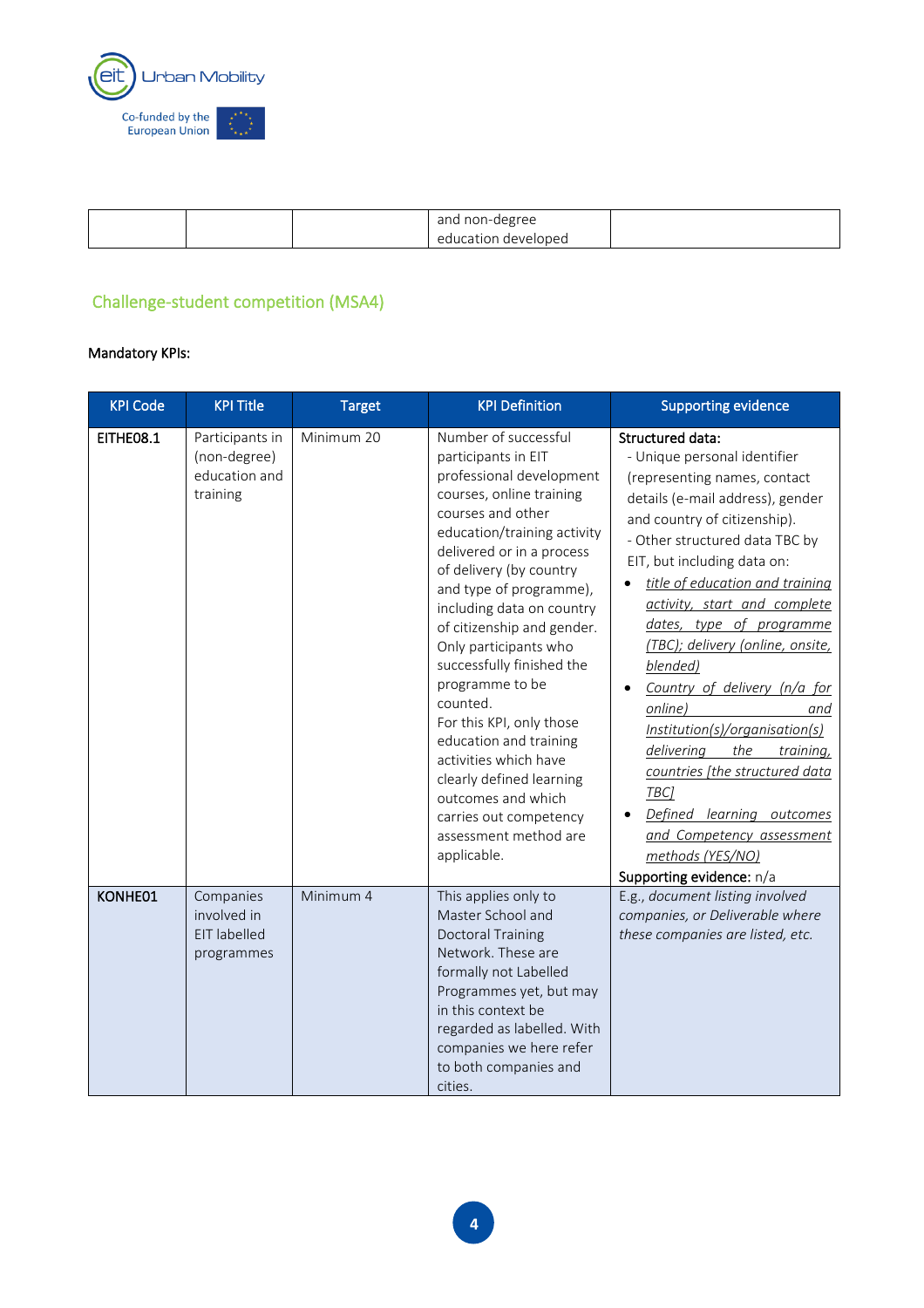| | | | and non-degree education developed | |
|---|---|---|---|---|

## Challenge-student competition (MSA4)

Mandatory KPIs:

| KPI Code | KPI Title | Target | KPI Definition | Supporting evidence |
|---|---|---|---|---|
| **EITHE08.1** | Participants in (non-degree) education and training | Minimum 20 | Number of successful participants in EIT professional development courses, online training courses and other education/training activity delivered or in a process of delivery (by country and type of programme), including data on country of citizenship and gender. Only participants who successfully finished the programme to be counted. For this KPI, only those education and training activities which have clearly defined learning outcomes and which carries out competency assessment method are applicable. | **Structured data:** - Unique personal identifier (representing names, contact details (e-mail address), gender and country of citizenship). - Other structured data TBC by EIT, but including data on: • *title of education and training activity, start and complete dates, type of programme (TBC); delivery (online, onsite, blended)* • *Country of delivery (n/a for online) and Institution(s)/organisation(s) delivering the training, countries [the structured data TBC]* • *Defined learning outcomes and Competency assessment methods (YES/NO)* **Supporting evidence:** n/a |
| **KONHE01** | Companies involved in EIT labelled programmes | Minimum 4 | This applies only to Master School and Doctoral Training Network. These are formally not Labelled Programmes yet, but may in this context be regarded as labelled. With companies we here refer to both companies and cities. | E.g., *document listing involved companies, or Deliverable where these companies are listed, etc.* |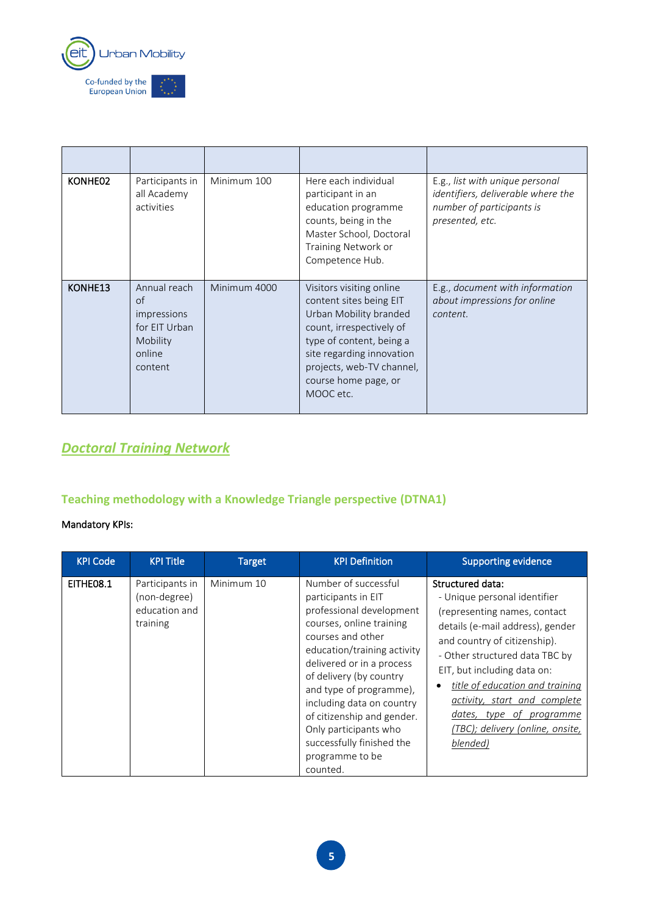| | | | | |
|---|---|---|---|---|
| KONHE02 | Participants in all Academy activities | Minimum 100 | Here each individual participant in an education programme counts, being in the Master School, Doctoral Training Network or Competence Hub. | E.g., *list with unique personal identifiers, deliverable where the number of participants is presented, etc.* |
| KONHE13 | Annual reach of impressions for EIT Urban Mobility online content | Minimum 4000 | Visitors visiting online content sites being EIT Urban Mobility branded count, irrespectively of type of content, being a site regarding innovation projects, web-TV channel, course home page, or MOOC etc. | E.g., *document with information about impressions for online content.* |

## *Doctoral Training Network*

### Teaching methodology with a Knowledge Triangle perspective (DTNA1)

Mandatory KPIs:

| KPI Code | KPI Title | Target | KPI Definition | Supporting evidence |
|---|---|---|---|---|
| EITHE08.1 | Participants in (non-degree) education and training | Minimum 10 | Number of successful participants in EIT professional development courses, online training courses and other education/training activity delivered or in a process of delivery (by country and type of programme), including data on country of citizenship and gender. Only participants who successfully finished the programme to be counted. | Structured data:<br>- Unique personal identifier (representing names, contact details (e-mail address), gender and country of citizenship).<br>- Other structured data TBC by EIT, but including data on:<br>• *title of education and training activity, start and complete dates, type of programme (TBC); delivery (online, onsite, blended)* |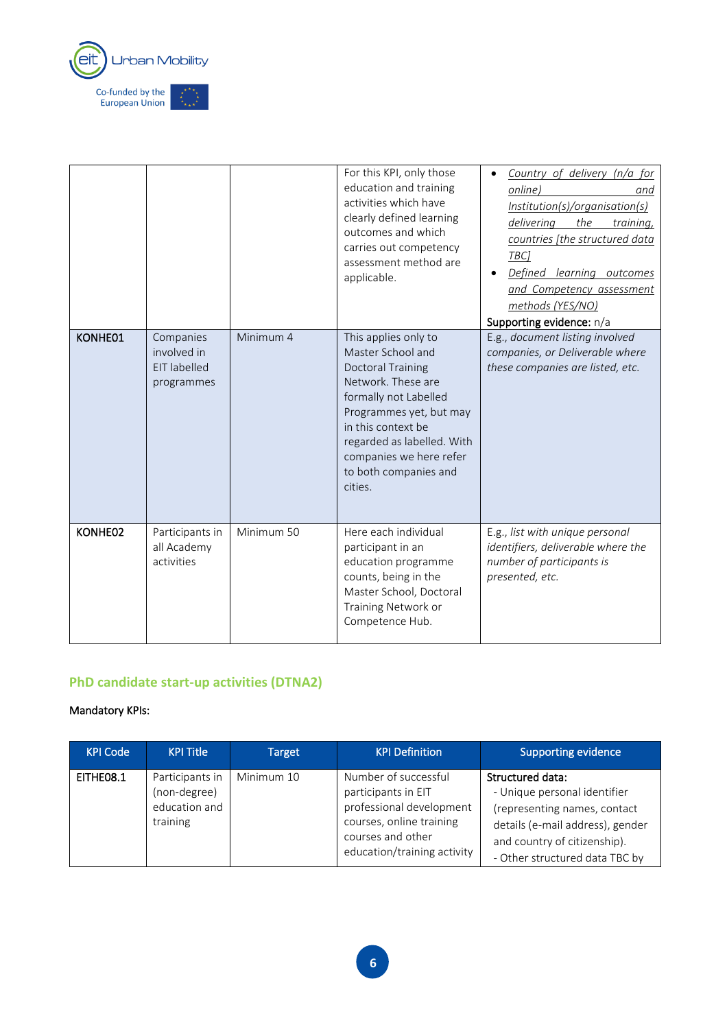| | | | For this KPI, only those education and training activities which have clearly defined learning outcomes and which carries out competency assessment method are applicable. | • *Country of delivery (n/a for online) and Institution(s)/organisation(s) delivering the training, countries [the structured data TBC]*<br>• *Defined learning outcomes and Competency assessment methods (YES/NO)*<br>Supporting evidence: n/a |
|---|---|---|---|---|
| KONHE01 | Companies involved in EIT labelled programmes | Minimum 4 | This applies only to Master School and Doctoral Training Network. These are formally not Labelled Programmes yet, but may in this context be regarded as labelled. With companies we here refer to both companies and cities. | E.g., *document listing involved companies, or Deliverable where these companies are listed, etc.* |
| KONHE02 | Participants in all Academy activities | Minimum 50 | Here each individual participant in an education programme counts, being in the Master School, Doctoral Training Network or Competence Hub. | E.g., *list with unique personal identifiers, deliverable where the number of participants is presented, etc.* |

## PhD candidate start-up activities (DTNA2)

**Mandatory KPIs:**

| KPI Code | KPI Title | Target | KPI Definition | Supporting evidence |
|---|---|---|---|---|
| EITHE08.1 | Participants in (non-degree) education and training | Minimum 10 | Number of successful participants in EIT professional development courses, online training courses and other education/training activity | **Structured data:**<br>- Unique personal identifier (representing names, contact details (e-mail address), gender and country of citizenship).<br>- Other structured data TBC by |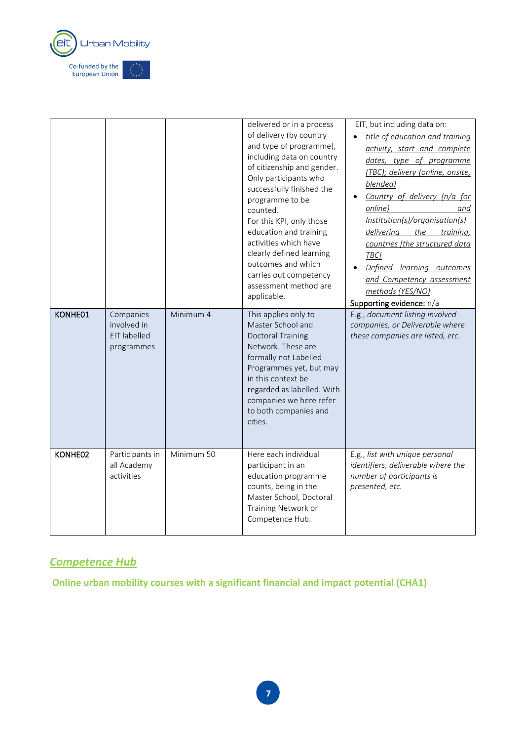| | | | delivered or in a process of delivery (by country and type of programme), including data on country of citizenship and gender. Only participants who successfully finished the programme to be counted. For this KPI, only those education and training activities which have clearly defined learning outcomes and which carries out competency assessment method are applicable. | EIT, but including data on: <br>• *title of education and training activity, start and complete dates, type of programme (TBC); delivery (online, onsite, blended)* <br>• *Country of delivery (n/a for online) and Institution(s)/organisation(s) delivering the training, countries [the structured data TBC]* <br>• *Defined learning outcomes and Competency assessment methods (YES/NO)* <br>**Supporting evidence:** n/a |
|---|---|---|---|---|
| **KONHE01** | Companies involved in EIT labelled programmes | Minimum 4 | This applies only to Master School and Doctoral Training Network. These are formally not Labelled Programmes yet, but may in this context be regarded as labelled. With companies we here refer to both companies and cities. | E.g., *document listing involved companies, or Deliverable where these companies are listed, etc.* |
| **KONHE02** | Participants in all Academy activities | Minimum 50 | Here each individual participant in an education programme counts, being in the Master School, Doctoral Training Network or Competence Hub. | E.g., *list with unique personal identifiers, deliverable where the number of participants is presented, etc.* |

## ***Competence Hub***

### **Online urban mobility courses with a significant financial and impact potential (CHA1)**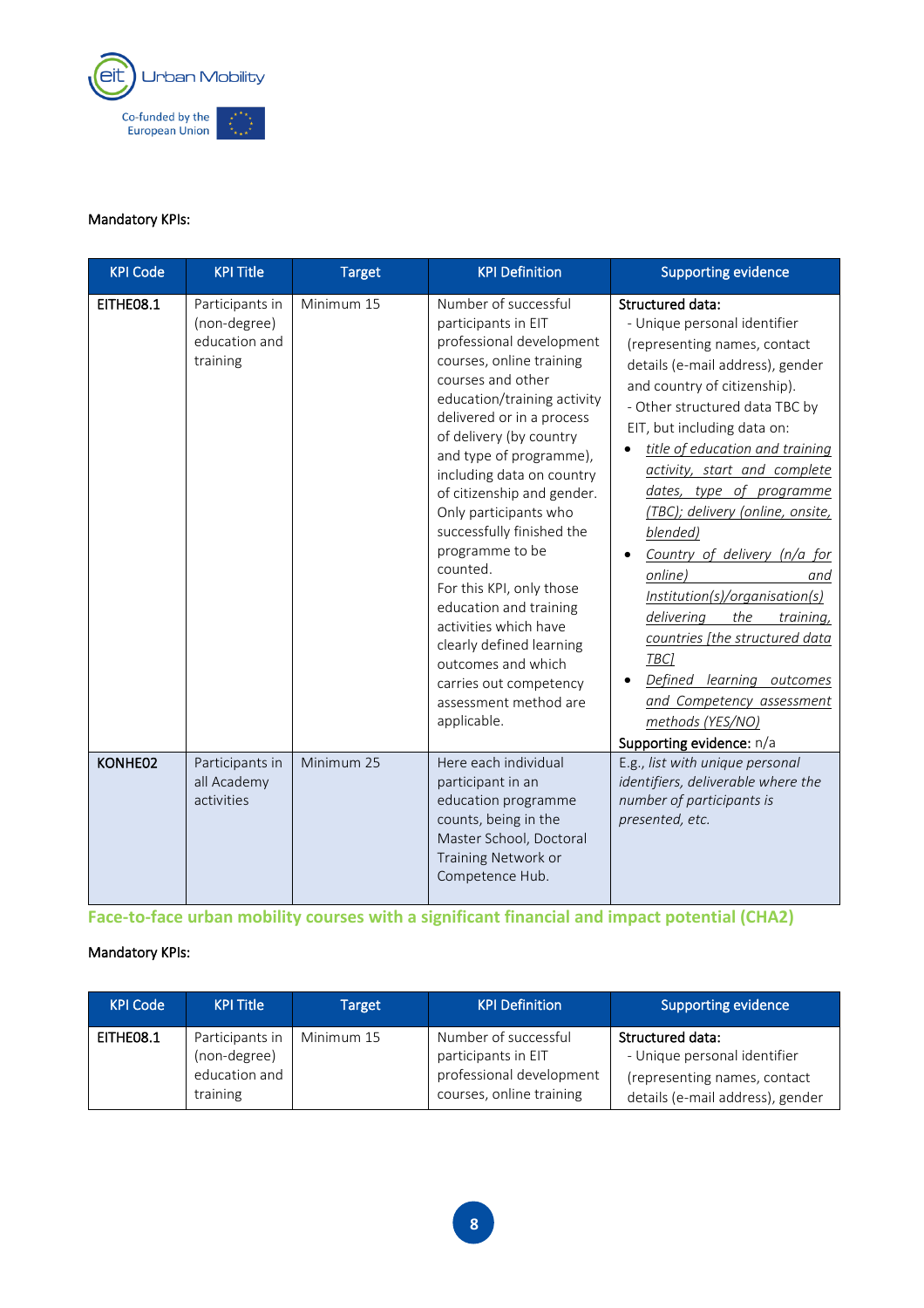Mandatory KPIs:

| KPI Code | KPI Title | Target | KPI Definition | Supporting evidence |
|---|---|---|---|---|
| EITHE08.1 | Participants in (non-degree) education and training | Minimum 15 | Number of successful participants in EIT professional development courses, online training courses and other education/training activity delivered or in a process of delivery (by country and type of programme), including data on country of citizenship and gender. Only participants who successfully finished the programme to be counted.<br>For this KPI, only those education and training activities which have clearly defined learning outcomes and which carries out competency assessment method are applicable. | **Structured data:**<br>- Unique personal identifier (representing names, contact details (e-mail address), gender and country of citizenship).<br>- Other structured data TBC by EIT, but including data on:<br>• *title of education and training activity, start and complete dates, type of programme (TBC); delivery (online, onsite, blended)*<br>• *Country of delivery (n/a for online) and Institution(s)/organisation(s) delivering the training, countries [the structured data TBC]*<br>• *Defined learning outcomes and Competency assessment methods (YES/NO)*<br>**Supporting evidence:** n/a |
| KONHE02 | Participants in all Academy activities | Minimum 25 | Here each individual participant in an education programme counts, being in the Master School, Doctoral Training Network or Competence Hub. | E.g., *list with unique personal identifiers, deliverable where the number of participants is presented, etc.* |

## Face-to-face urban mobility courses with a significant financial and impact potential (CHA2)

Mandatory KPIs:

| KPI Code | KPI Title | Target | KPI Definition | Supporting evidence |
|---|---|---|---|---|
| EITHE08.1 | Participants in (non-degree) education and training | Minimum 15 | Number of successful participants in EIT professional development courses, online training | **Structured data:**<br>- Unique personal identifier (representing names, contact details (e-mail address), gender |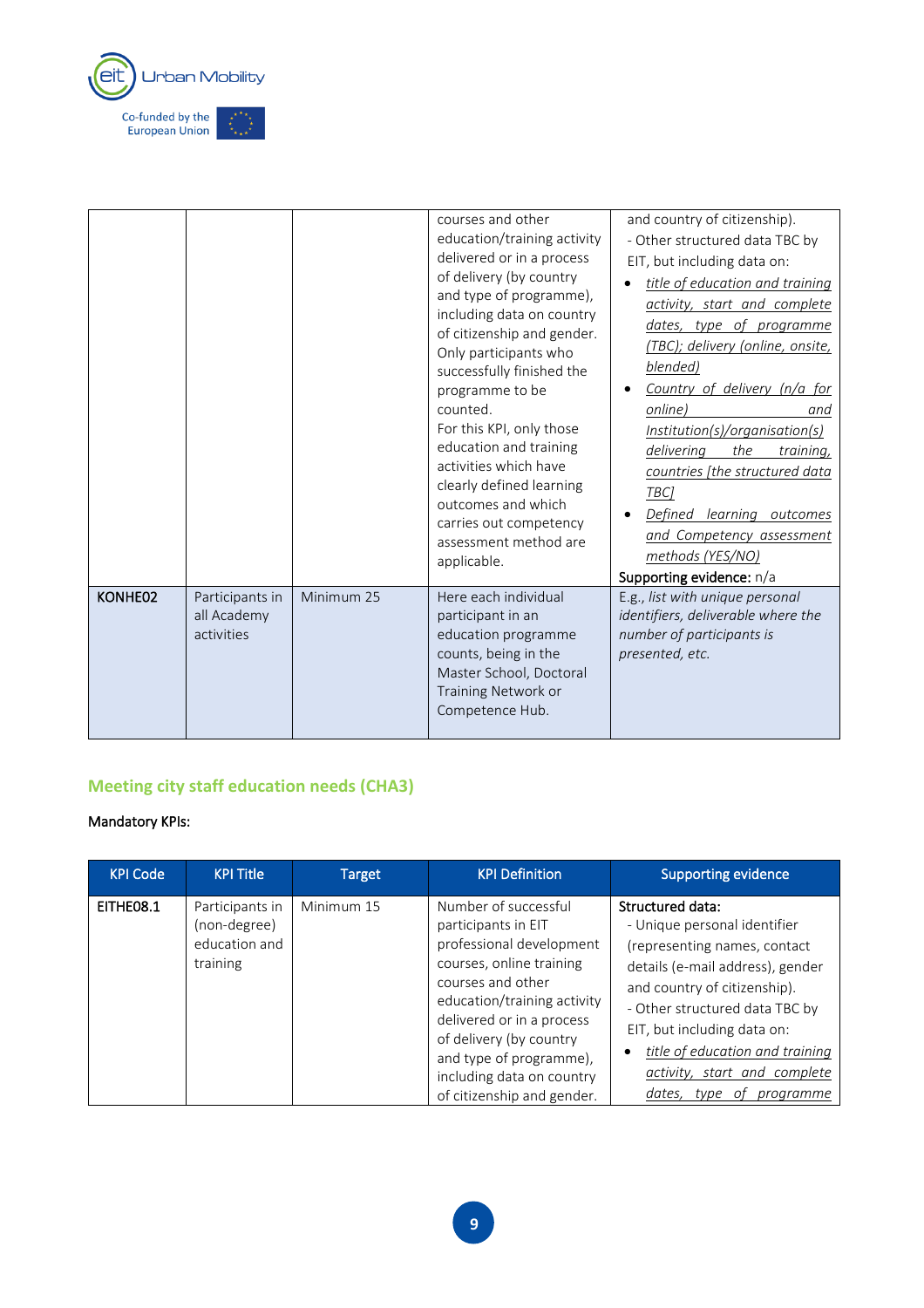| | | | courses and other education/training activity delivered or in a process of delivery (by country and type of programme), including data on country of citizenship and gender. Only participants who successfully finished the programme to be counted.<br>For this KPI, only those education and training activities which have clearly defined learning outcomes and which carries out competency assessment method are applicable. | and country of citizenship).<br>- Other structured data TBC by EIT, but including data on:<br>• *title of education and training activity, start and complete dates, type of programme (TBC); delivery (online, onsite, blended)*<br>• *Country of delivery (n/a for online) and Institution(s)/organisation(s) delivering the training, countries [the structured data TBC]*<br>• *Defined learning outcomes and Competency assessment methods (YES/NO)*<br>Supporting evidence: n/a |
|---|---|---|---|---|
| KONHE02 | Participants in all Academy activities | Minimum 25 | Here each individual participant in an education programme counts, being in the Master School, Doctoral Training Network or Competence Hub. | E.g., *list with unique personal identifiers, deliverable where the number of participants is presented, etc.* |

## Meeting city staff education needs (CHA3)

Mandatory KPIs:

| KPI Code | KPI Title | Target | KPI Definition | Supporting evidence |
|---|---|---|---|---|
| EITHE08.1 | Participants in (non-degree) education and training | Minimum 15 | Number of successful participants in EIT professional development courses, online training courses and other education/training activity delivered or in a process of delivery (by country and type of programme), including data on country of citizenship and gender. | **Structured data:**<br>- Unique personal identifier (representing names, contact details (e-mail address), gender and country of citizenship).<br>- Other structured data TBC by EIT, but including data on:<br>• *title of education and training activity, start and complete dates, type of programme* |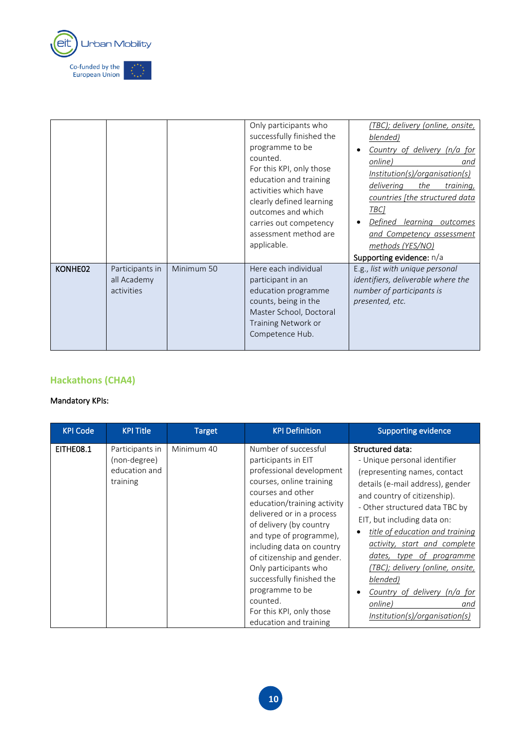| | | | Only participants who successfully finished the programme to be counted.<br>For this KPI, only those education and training activities which have clearly defined learning outcomes and which carries out competency assessment method are applicable. | *(TBC); delivery (online, onsite, blended)*<br>• *Country of delivery (n/a for online) and Institution(s)/organisation(s) delivering the training, countries [the structured data TBC]*<br>• *Defined learning outcomes and Competency assessment methods (YES/NO)*<br>**Supporting evidence:** n/a |
|---|---|---|---|---|
| KONHE02 | Participants in all Academy activities | Minimum 50 | Here each individual participant in an education programme counts, being in the Master School, Doctoral Training Network or Competence Hub. | E.g., *list with unique personal identifiers, deliverable where the number of participants is presented, etc.* |

## Hackathons (CHA4)

Mandatory KPIs:

| KPI Code | KPI Title | Target | KPI Definition | Supporting evidence |
|---|---|---|---|---|
| EITHE08.1 | Participants in (non-degree) education and training | Minimum 40 | Number of successful participants in EIT professional development courses, online training courses and other education/training activity delivered or in a process of delivery (by country and type of programme), including data on country of citizenship and gender.<br>Only participants who successfully finished the programme to be counted.<br>For this KPI, only those education and training | **Structured data:**<br>- Unique personal identifier (representing names, contact details (e-mail address), gender and country of citizenship).<br>- Other structured data TBC by EIT, but including data on:<br>• *title of education and training activity, start and complete dates, type of programme (TBC); delivery (online, onsite, blended)*<br>• *Country of delivery (n/a for online) and Institution(s)/organisation(s)* |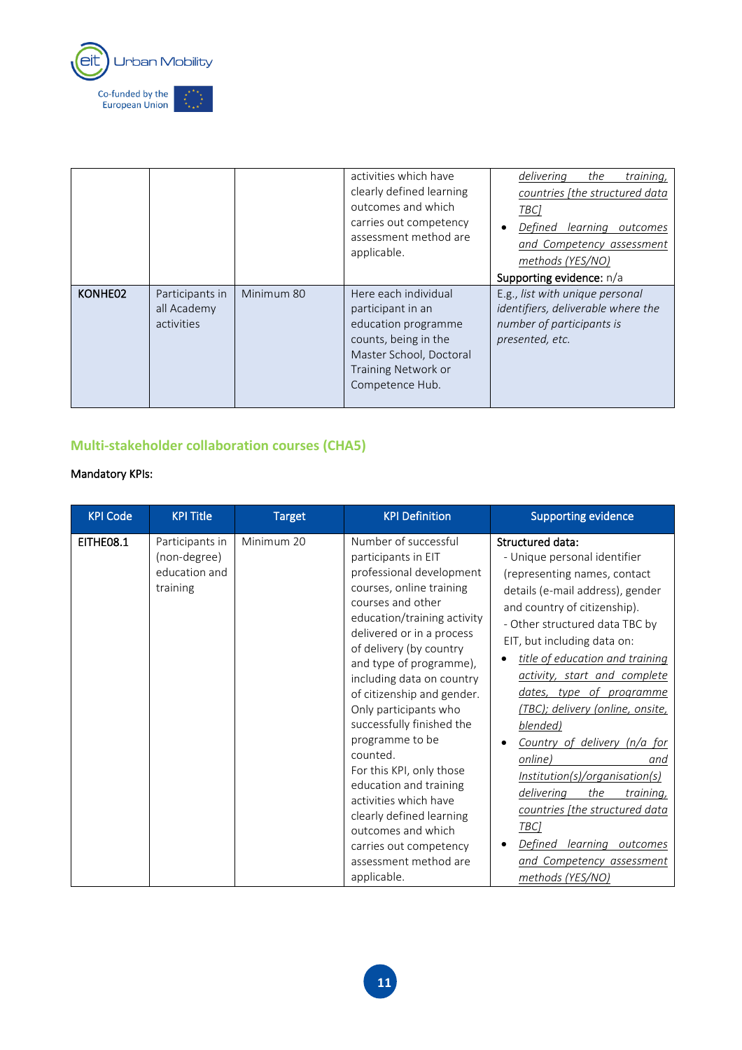| | | | activities which have clearly defined learning outcomes and which carries out competency assessment method are applicable. | *delivering the training, countries [the structured data TBC]*<br>• *Defined learning outcomes and Competency assessment methods (YES/NO)*<br>Supporting evidence: n/a |
|---|---|---|---|---|
| KONHE02 | Participants in all Academy activities | Minimum 80 | Here each individual participant in an education programme counts, being in the Master School, Doctoral Training Network or Competence Hub. | E.g., *list with unique personal identifiers, deliverable where the number of participants is presented, etc.* |

## Multi-stakeholder collaboration courses (CHA5)

Mandatory KPIs:

| KPI Code | KPI Title | Target | KPI Definition | Supporting evidence |
|---|---|---|---|---|
| EITHE08.1 | Participants in (non-degree) education and training | Minimum 20 | Number of successful participants in EIT professional development courses, online training courses and other education/training activity delivered or in a process of delivery (by country and type of programme), including data on country of citizenship and gender. Only participants who successfully finished the programme to be counted.<br>For this KPI, only those education and training activities which have clearly defined learning outcomes and which carries out competency assessment method are applicable. | Structured data:<br>- Unique personal identifier (representing names, contact details (e-mail address), gender and country of citizenship).<br>- Other structured data TBC by EIT, but including data on:<br>• *title of education and training activity, start and complete dates, type of programme (TBC); delivery (online, onsite, blended)*<br>• *Country of delivery (n/a for online) and Institution(s)/organisation(s) delivering the training, countries [the structured data TBC]*<br>• *Defined learning outcomes and Competency assessment methods (YES/NO)* |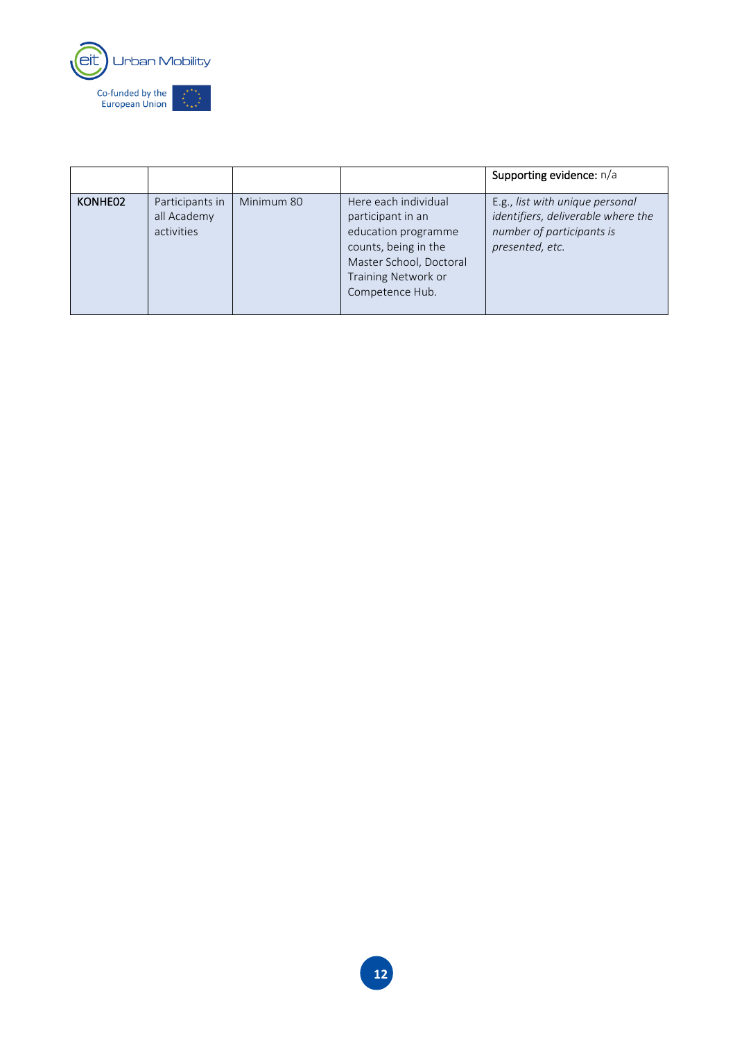| | | | | |
|---|---|---|---|---|
| | | | | **Supporting evidence:** n/a |
| **KONHE02** | Participants in all Academy activities | Minimum 80 | Here each individual participant in an education programme counts, being in the Master School, Doctoral Training Network or Competence Hub. | E.g., *list with unique personal identifiers, deliverable where the number of participants is presented, etc.* |